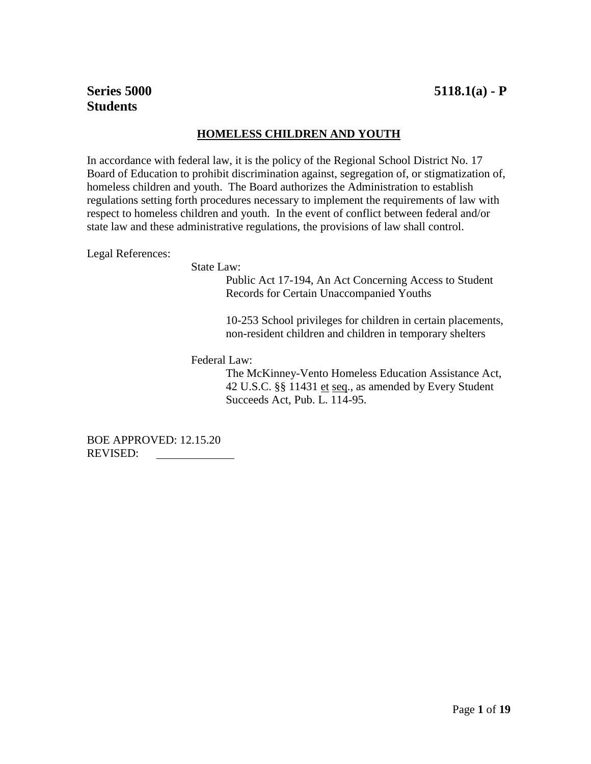**Series 5000**
**Students**

**5118.1(a) - P**

## <u>HOMELESS CHILDREN AND YOUTH</u>

In accordance with federal law, it is the policy of the Regional School District No. 17 Board of Education to prohibit discrimination against, segregation of, or stigmatization of, homeless children and youth. The Board authorizes the Administration to establish regulations setting forth procedures necessary to implement the requirements of law with respect to homeless children and youth. In the event of conflict between federal and/or state law and these administrative regulations, the provisions of law shall control.

Legal References:

State Law:

Public Act 17-194, An Act Concerning Access to Student Records for Certain Unaccompanied Youths

10-253 School privileges for children in certain placements, non-resident children and children in temporary shelters

Federal Law:

The McKinney-Vento Homeless Education Assistance Act, 42 U.S.C. §§ 11431 <u>et</u> <u>seq</u>., as amended by Every Student Succeeds Act, Pub. L. 114-95.

BOE APPROVED: 12.15.20
REVISED: ____________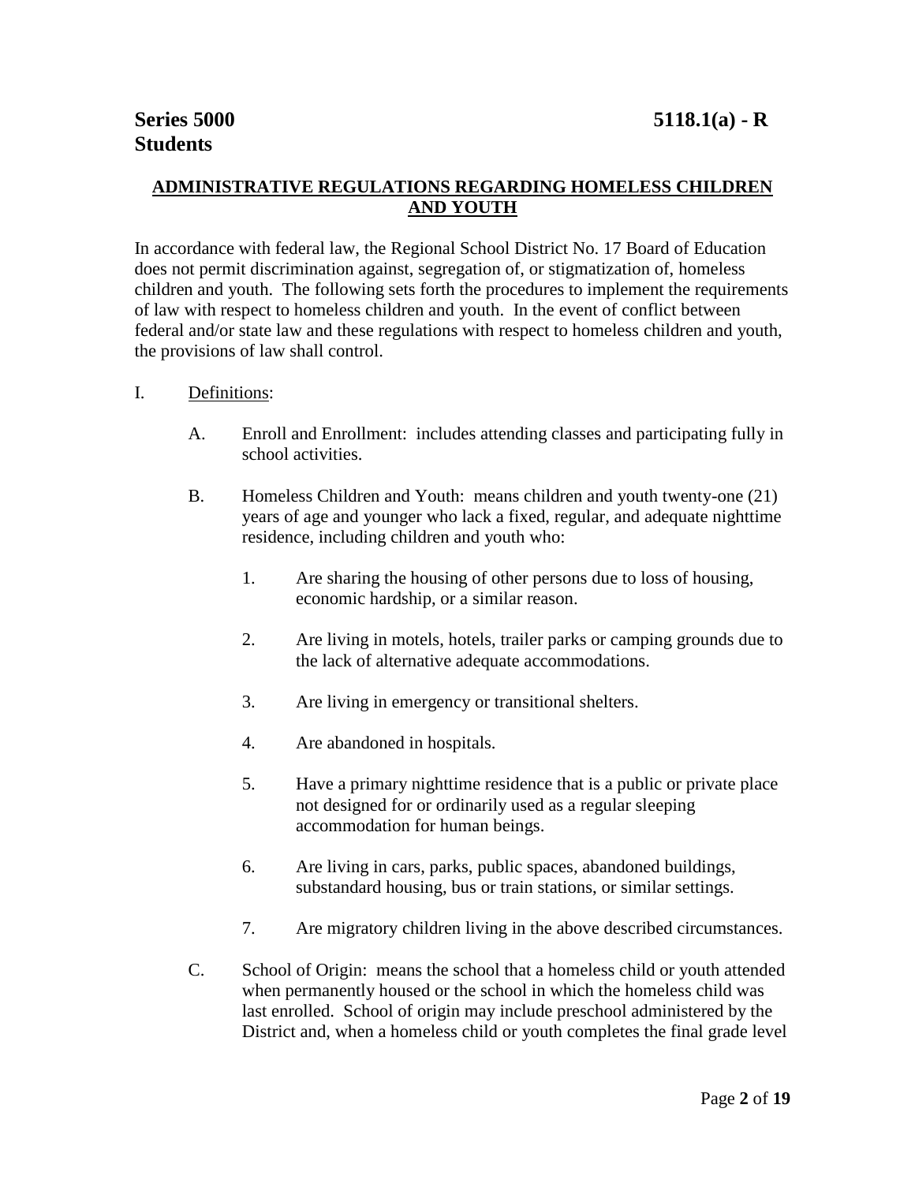**Series 5000 Students** **5118.1(a) - R**

## ADMINISTRATIVE REGULATIONS REGARDING HOMELESS CHILDREN AND YOUTH

In accordance with federal law, the Regional School District No. 17 Board of Education does not permit discrimination against, segregation of, or stigmatization of, homeless children and youth. The following sets forth the procedures to implement the requirements of law with respect to homeless children and youth. In the event of conflict between federal and/or state law and these regulations with respect to homeless children and youth, the provisions of law shall control.

I. Definitions:

A. Enroll and Enrollment: includes attending classes and participating fully in school activities.

B. Homeless Children and Youth: means children and youth twenty-one (21) years of age and younger who lack a fixed, regular, and adequate nighttime residence, including children and youth who:

1. Are sharing the housing of other persons due to loss of housing, economic hardship, or a similar reason.

2. Are living in motels, hotels, trailer parks or camping grounds due to the lack of alternative adequate accommodations.

3. Are living in emergency or transitional shelters.

4. Are abandoned in hospitals.

5. Have a primary nighttime residence that is a public or private place not designed for or ordinarily used as a regular sleeping accommodation for human beings.

6. Are living in cars, parks, public spaces, abandoned buildings, substandard housing, bus or train stations, or similar settings.

7. Are migratory children living in the above described circumstances.

C. School of Origin: means the school that a homeless child or youth attended when permanently housed or the school in which the homeless child was last enrolled. School of origin may include preschool administered by the District and, when a homeless child or youth completes the final grade level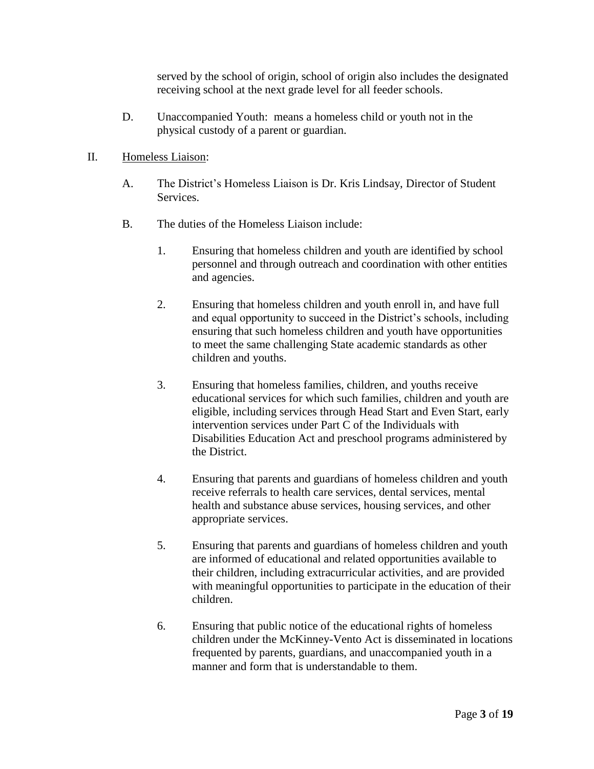served by the school of origin, school of origin also includes the designated receiving school at the next grade level for all feeder schools.

D. Unaccompanied Youth: means a homeless child or youth not in the physical custody of a parent or guardian.

II. <u>Homeless Liaison</u>:

A. The District's Homeless Liaison is Dr. Kris Lindsay, Director of Student Services.

B. The duties of the Homeless Liaison include:

1. Ensuring that homeless children and youth are identified by school personnel and through outreach and coordination with other entities and agencies.

2. Ensuring that homeless children and youth enroll in, and have full and equal opportunity to succeed in the District's schools, including ensuring that such homeless children and youth have opportunities to meet the same challenging State academic standards as other children and youths.

3. Ensuring that homeless families, children, and youths receive educational services for which such families, children and youth are eligible, including services through Head Start and Even Start, early intervention services under Part C of the Individuals with Disabilities Education Act and preschool programs administered by the District.

4. Ensuring that parents and guardians of homeless children and youth receive referrals to health care services, dental services, mental health and substance abuse services, housing services, and other appropriate services.

5. Ensuring that parents and guardians of homeless children and youth are informed of educational and related opportunities available to their children, including extracurricular activities, and are provided with meaningful opportunities to participate in the education of their children.

6. Ensuring that public notice of the educational rights of homeless children under the McKinney-Vento Act is disseminated in locations frequented by parents, guardians, and unaccompanied youth in a manner and form that is understandable to them.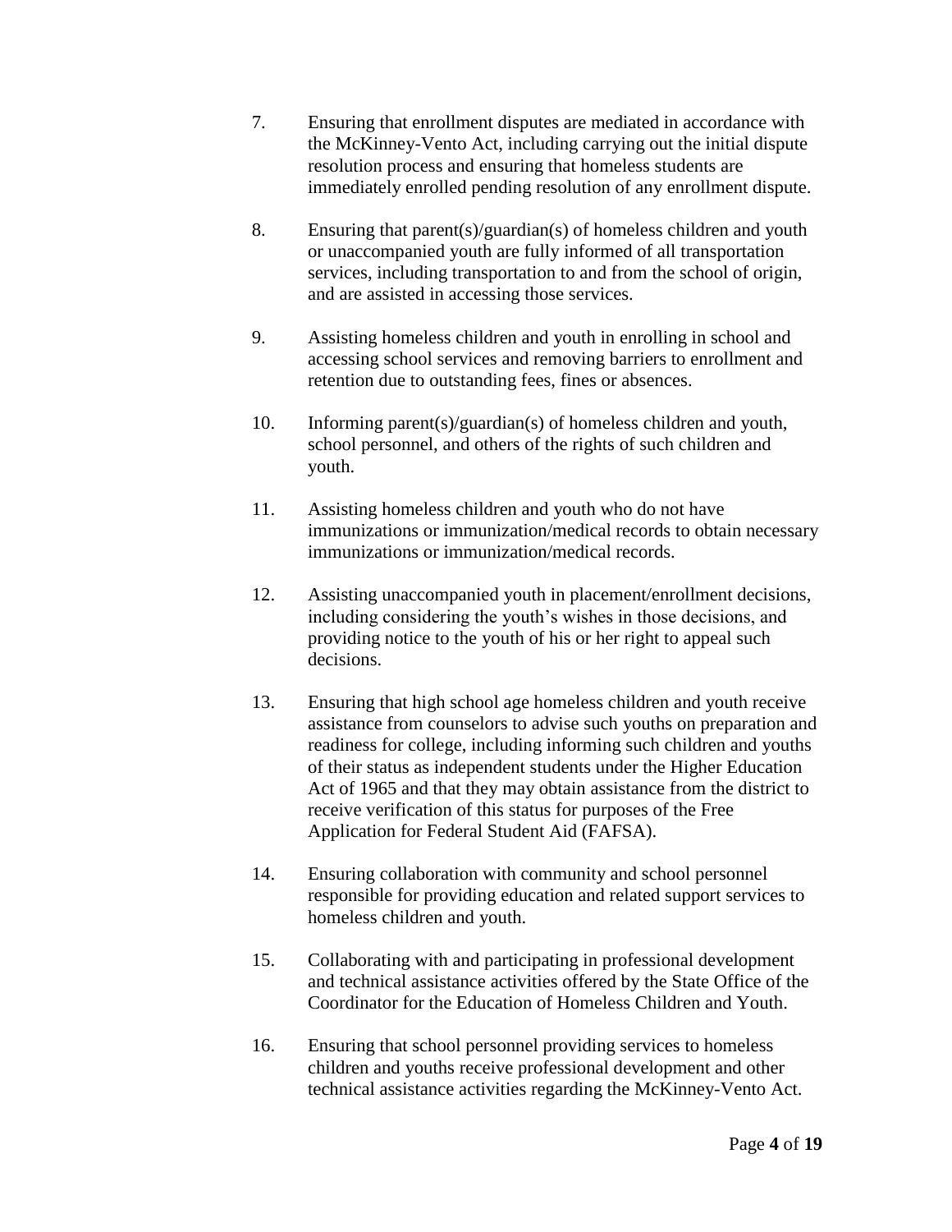7. Ensuring that enrollment disputes are mediated in accordance with the McKinney-Vento Act, including carrying out the initial dispute resolution process and ensuring that homeless students are immediately enrolled pending resolution of any enrollment dispute.

8. Ensuring that parent(s)/guardian(s) of homeless children and youth or unaccompanied youth are fully informed of all transportation services, including transportation to and from the school of origin, and are assisted in accessing those services.

9. Assisting homeless children and youth in enrolling in school and accessing school services and removing barriers to enrollment and retention due to outstanding fees, fines or absences.

10. Informing parent(s)/guardian(s) of homeless children and youth, school personnel, and others of the rights of such children and youth.

11. Assisting homeless children and youth who do not have immunizations or immunization/medical records to obtain necessary immunizations or immunization/medical records.

12. Assisting unaccompanied youth in placement/enrollment decisions, including considering the youth's wishes in those decisions, and providing notice to the youth of his or her right to appeal such decisions.

13. Ensuring that high school age homeless children and youth receive assistance from counselors to advise such youths on preparation and readiness for college, including informing such children and youths of their status as independent students under the Higher Education Act of 1965 and that they may obtain assistance from the district to receive verification of this status for purposes of the Free Application for Federal Student Aid (FAFSA).

14. Ensuring collaboration with community and school personnel responsible for providing education and related support services to homeless children and youth.

15. Collaborating with and participating in professional development and technical assistance activities offered by the State Office of the Coordinator for the Education of Homeless Children and Youth.

16. Ensuring that school personnel providing services to homeless children and youths receive professional development and other technical assistance activities regarding the McKinney-Vento Act.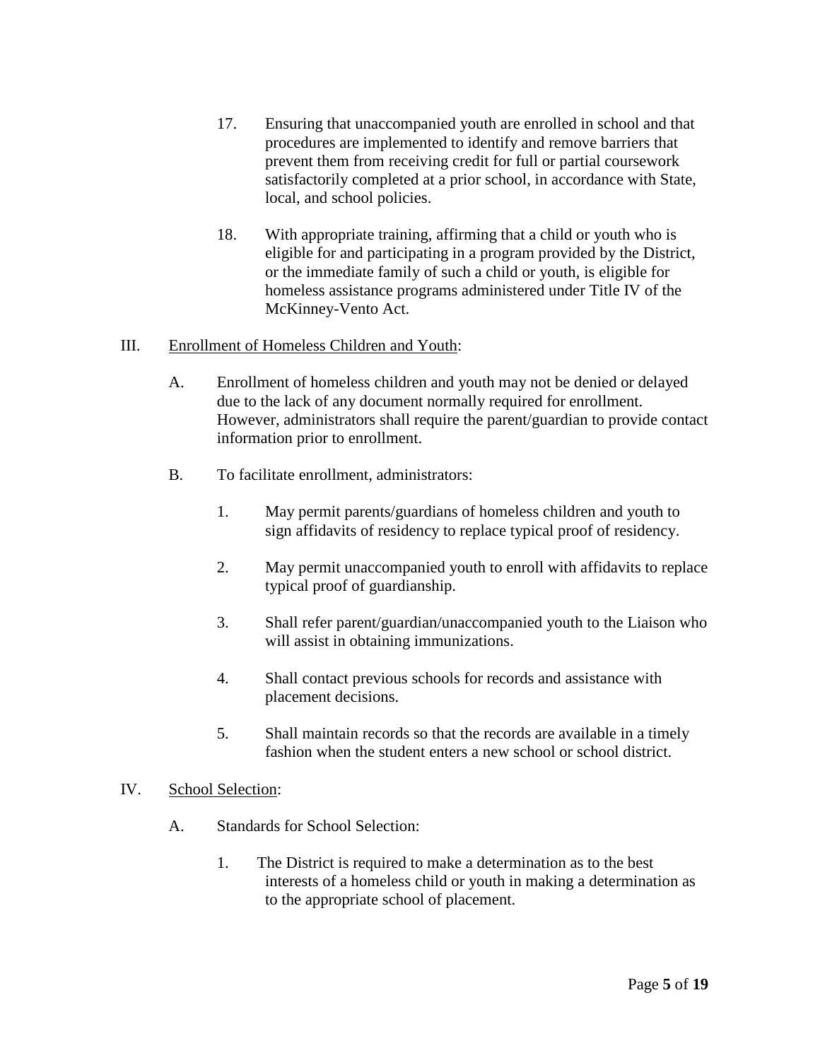17. Ensuring that unaccompanied youth are enrolled in school and that procedures are implemented to identify and remove barriers that prevent them from receiving credit for full or partial coursework satisfactorily completed at a prior school, in accordance with State, local, and school policies.

18. With appropriate training, affirming that a child or youth who is eligible for and participating in a program provided by the District, or the immediate family of such a child or youth, is eligible for homeless assistance programs administered under Title IV of the McKinney-Vento Act.

III. <u>Enrollment of Homeless Children and Youth</u>:

A. Enrollment of homeless children and youth may not be denied or delayed due to the lack of any document normally required for enrollment. However, administrators shall require the parent/guardian to provide contact information prior to enrollment.

B. To facilitate enrollment, administrators:

1. May permit parents/guardians of homeless children and youth to sign affidavits of residency to replace typical proof of residency.

2. May permit unaccompanied youth to enroll with affidavits to replace typical proof of guardianship.

3. Shall refer parent/guardian/unaccompanied youth to the Liaison who will assist in obtaining immunizations.

4. Shall contact previous schools for records and assistance with placement decisions.

5. Shall maintain records so that the records are available in a timely fashion when the student enters a new school or school district.

IV. <u>School Selection</u>:

A. Standards for School Selection:

1. The District is required to make a determination as to the best interests of a homeless child or youth in making a determination as to the appropriate school of placement.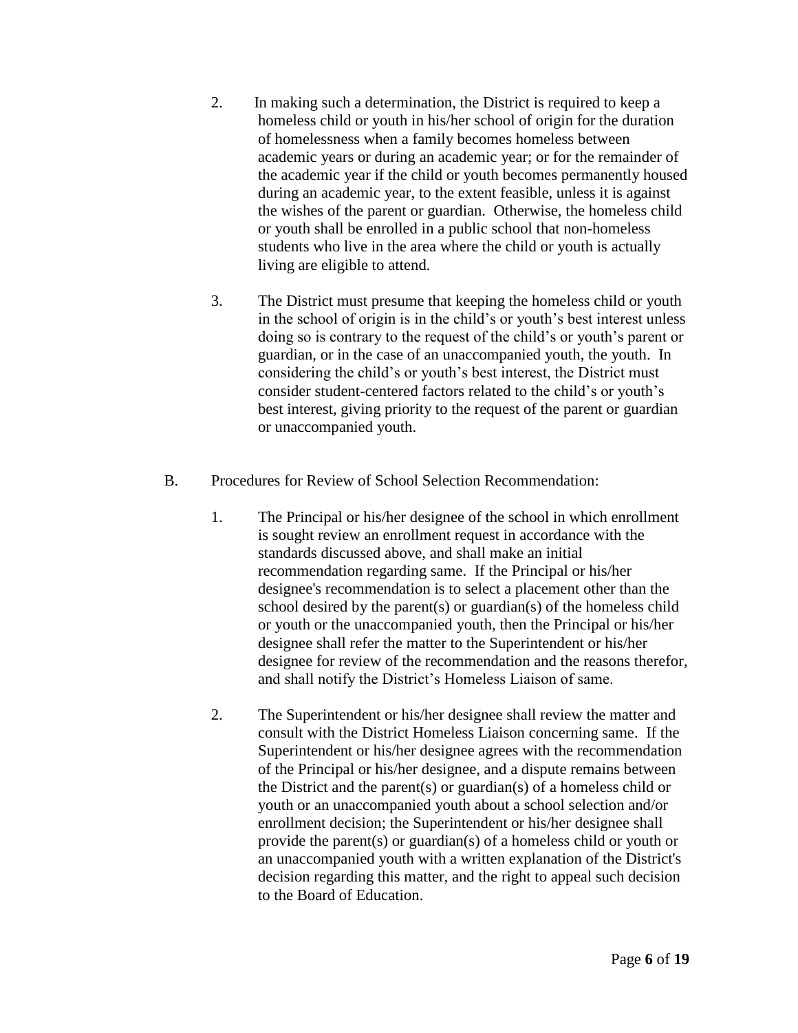2. In making such a determination, the District is required to keep a homeless child or youth in his/her school of origin for the duration of homelessness when a family becomes homeless between academic years or during an academic year; or for the remainder of the academic year if the child or youth becomes permanently housed during an academic year, to the extent feasible, unless it is against the wishes of the parent or guardian. Otherwise, the homeless child or youth shall be enrolled in a public school that non-homeless students who live in the area where the child or youth is actually living are eligible to attend.

3. The District must presume that keeping the homeless child or youth in the school of origin is in the child's or youth's best interest unless doing so is contrary to the request of the child's or youth's parent or guardian, or in the case of an unaccompanied youth, the youth. In considering the child's or youth's best interest, the District must consider student-centered factors related to the child's or youth's best interest, giving priority to the request of the parent or guardian or unaccompanied youth.

B. Procedures for Review of School Selection Recommendation:

1. The Principal or his/her designee of the school in which enrollment is sought review an enrollment request in accordance with the standards discussed above, and shall make an initial recommendation regarding same. If the Principal or his/her designee's recommendation is to select a placement other than the school desired by the parent(s) or guardian(s) of the homeless child or youth or the unaccompanied youth, then the Principal or his/her designee shall refer the matter to the Superintendent or his/her designee for review of the recommendation and the reasons therefor, and shall notify the District's Homeless Liaison of same.

2. The Superintendent or his/her designee shall review the matter and consult with the District Homeless Liaison concerning same. If the Superintendent or his/her designee agrees with the recommendation of the Principal or his/her designee, and a dispute remains between the District and the parent(s) or guardian(s) of a homeless child or youth or an unaccompanied youth about a school selection and/or enrollment decision; the Superintendent or his/her designee shall provide the parent(s) or guardian(s) of a homeless child or youth or an unaccompanied youth with a written explanation of the District's decision regarding this matter, and the right to appeal such decision to the Board of Education.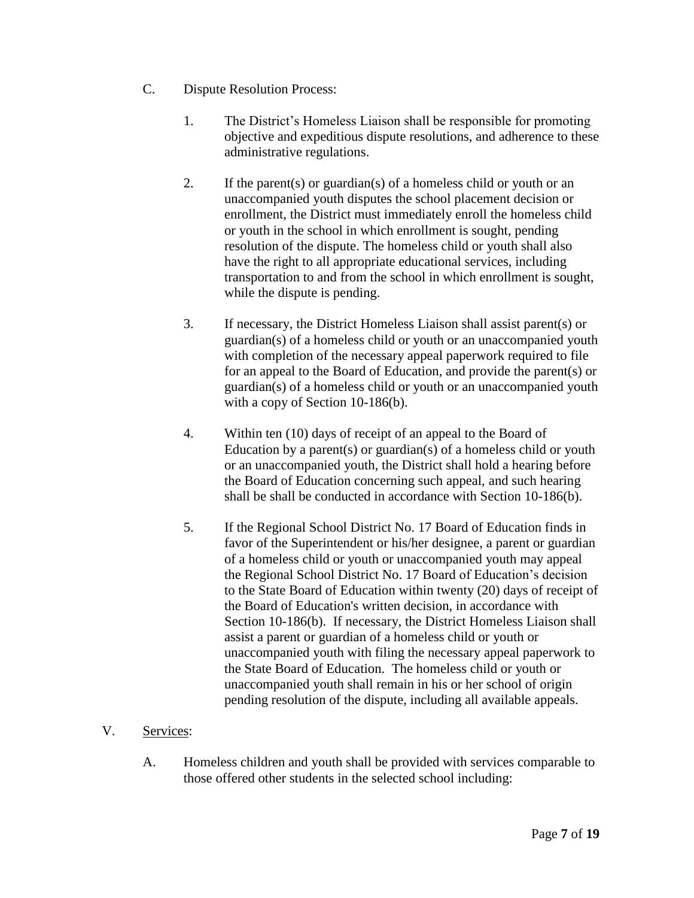C. Dispute Resolution Process:

1. The District's Homeless Liaison shall be responsible for promoting objective and expeditious dispute resolutions, and adherence to these administrative regulations.

2. If the parent(s) or guardian(s) of a homeless child or youth or an unaccompanied youth disputes the school placement decision or enrollment, the District must immediately enroll the homeless child or youth in the school in which enrollment is sought, pending resolution of the dispute. The homeless child or youth shall also have the right to all appropriate educational services, including transportation to and from the school in which enrollment is sought, while the dispute is pending.

3. If necessary, the District Homeless Liaison shall assist parent(s) or guardian(s) of a homeless child or youth or an unaccompanied youth with completion of the necessary appeal paperwork required to file for an appeal to the Board of Education, and provide the parent(s) or guardian(s) of a homeless child or youth or an unaccompanied youth with a copy of Section 10-186(b).

4. Within ten (10) days of receipt of an appeal to the Board of Education by a parent(s) or guardian(s) of a homeless child or youth or an unaccompanied youth, the District shall hold a hearing before the Board of Education concerning such appeal, and such hearing shall be shall be conducted in accordance with Section 10-186(b).

5. If the Regional School District No. 17 Board of Education finds in favor of the Superintendent or his/her designee, a parent or guardian of a homeless child or youth or unaccompanied youth may appeal the Regional School District No. 17 Board of Education's decision to the State Board of Education within twenty (20) days of receipt of the Board of Education's written decision, in accordance with Section 10-186(b). If necessary, the District Homeless Liaison shall assist a parent or guardian of a homeless child or youth or unaccompanied youth with filing the necessary appeal paperwork to the State Board of Education. The homeless child or youth or unaccompanied youth shall remain in his or her school of origin pending resolution of the dispute, including all available appeals.

V. <u>Services</u>:

A. Homeless children and youth shall be provided with services comparable to those offered other students in the selected school including: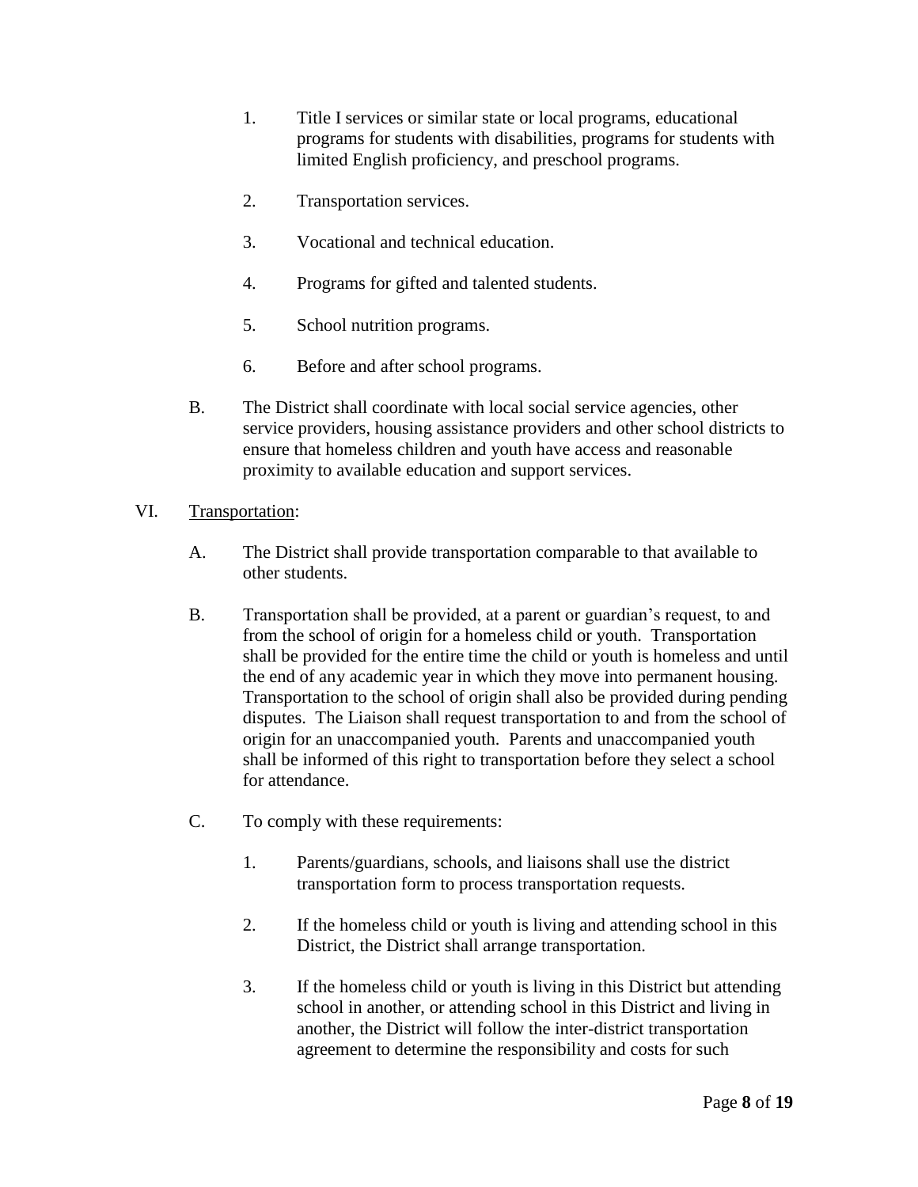1. Title I services or similar state or local programs, educational programs for students with disabilities, programs for students with limited English proficiency, and preschool programs.

2. Transportation services.

3. Vocational and technical education.

4. Programs for gifted and talented students.

5. School nutrition programs.

6. Before and after school programs.

B. The District shall coordinate with local social service agencies, other service providers, housing assistance providers and other school districts to ensure that homeless children and youth have access and reasonable proximity to available education and support services.

VI. Transportation:

A. The District shall provide transportation comparable to that available to other students.

B. Transportation shall be provided, at a parent or guardian's request, to and from the school of origin for a homeless child or youth. Transportation shall be provided for the entire time the child or youth is homeless and until the end of any academic year in which they move into permanent housing. Transportation to the school of origin shall also be provided during pending disputes. The Liaison shall request transportation to and from the school of origin for an unaccompanied youth. Parents and unaccompanied youth shall be informed of this right to transportation before they select a school for attendance.

C. To comply with these requirements:

1. Parents/guardians, schools, and liaisons shall use the district transportation form to process transportation requests.

2. If the homeless child or youth is living and attending school in this District, the District shall arrange transportation.

3. If the homeless child or youth is living in this District but attending school in another, or attending school in this District and living in another, the District will follow the inter-district transportation agreement to determine the responsibility and costs for such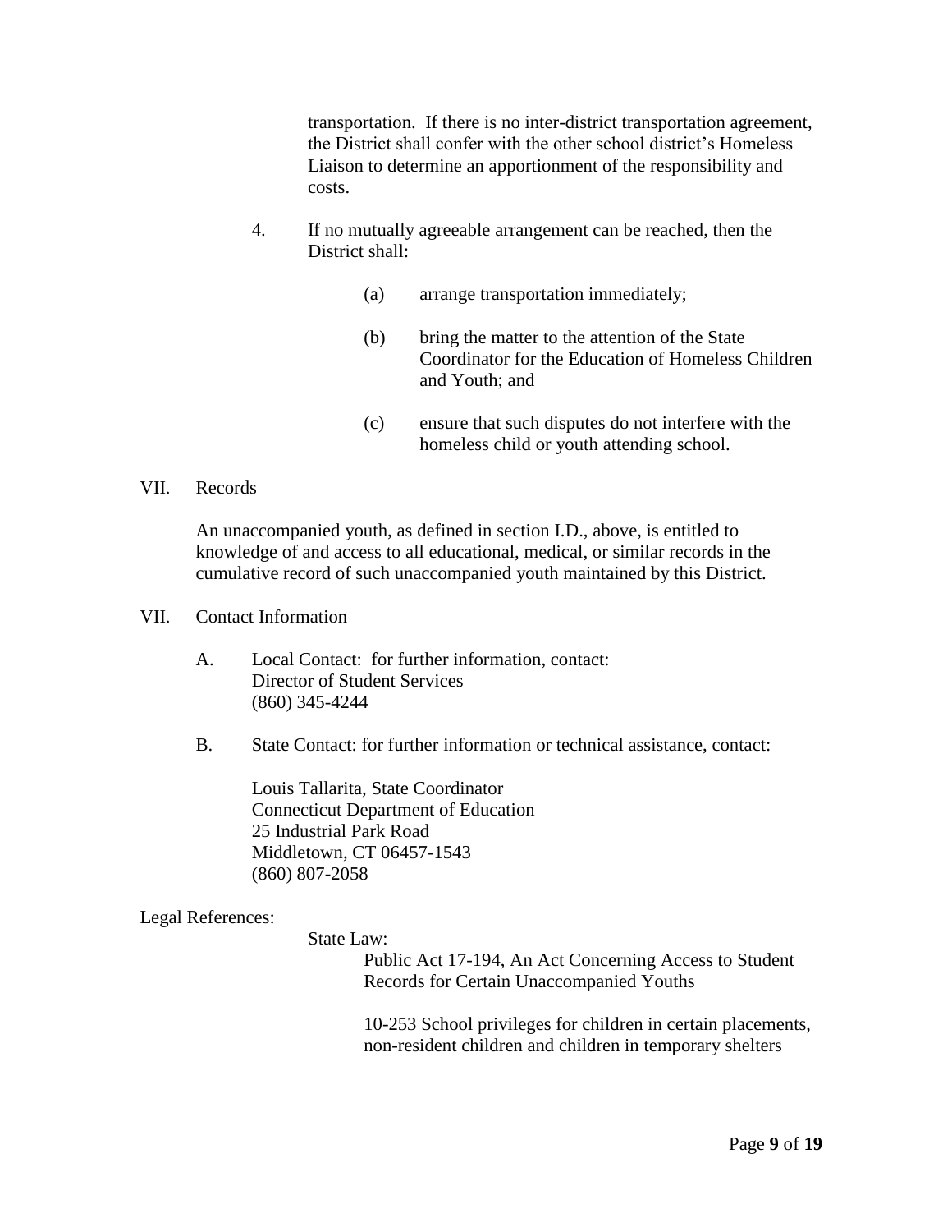transportation. If there is no inter-district transportation agreement, the District shall confer with the other school district's Homeless Liaison to determine an apportionment of the responsibility and costs.

4. If no mutually agreeable arrangement can be reached, then the District shall:

   (a) arrange transportation immediately;

   (b) bring the matter to the attention of the State Coordinator for the Education of Homeless Children and Youth; and

   (c) ensure that such disputes do not interfere with the homeless child or youth attending school.

VII. Records

An unaccompanied youth, as defined in section I.D., above, is entitled to knowledge of and access to all educational, medical, or similar records in the cumulative record of such unaccompanied youth maintained by this District.

VII. Contact Information

A. Local Contact: for further information, contact:
Director of Student Services
(860) 345-4244

B. State Contact: for further information or technical assistance, contact:

Louis Tallarita, State Coordinator
Connecticut Department of Education
25 Industrial Park Road
Middletown, CT 06457-1543
(860) 807-2058

Legal References:

State Law:

Public Act 17-194, An Act Concerning Access to Student Records for Certain Unaccompanied Youths

10-253 School privileges for children in certain placements, non-resident children and children in temporary shelters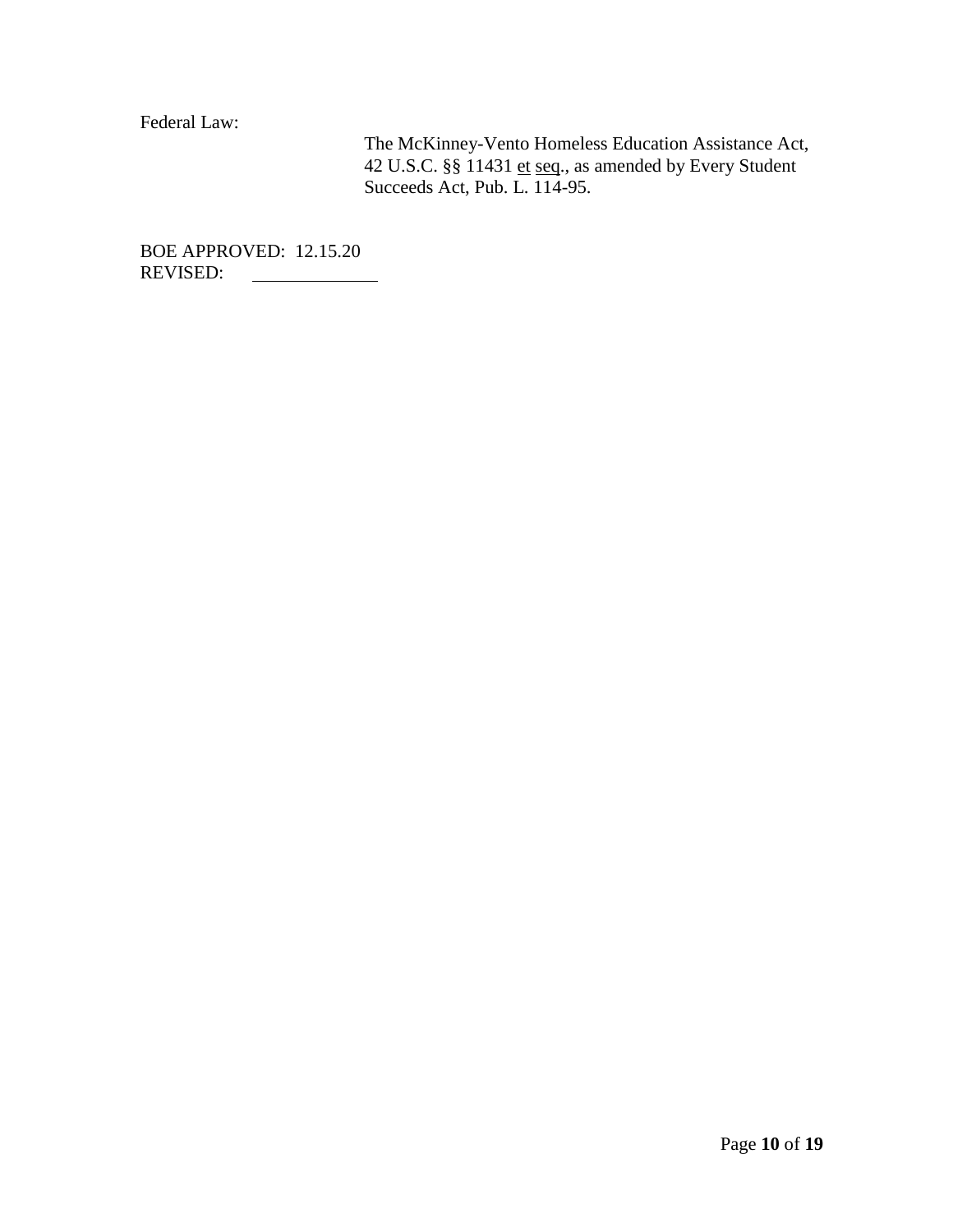Federal Law:

The McKinney-Vento Homeless Education Assistance Act, 42 U.S.C. §§ 11431 et seq., as amended by Every Student Succeeds Act, Pub. L. 114-95.

BOE APPROVED: 12.15.20
REVISED: \_\_\_\_\_\_\_\_\_\_\_\_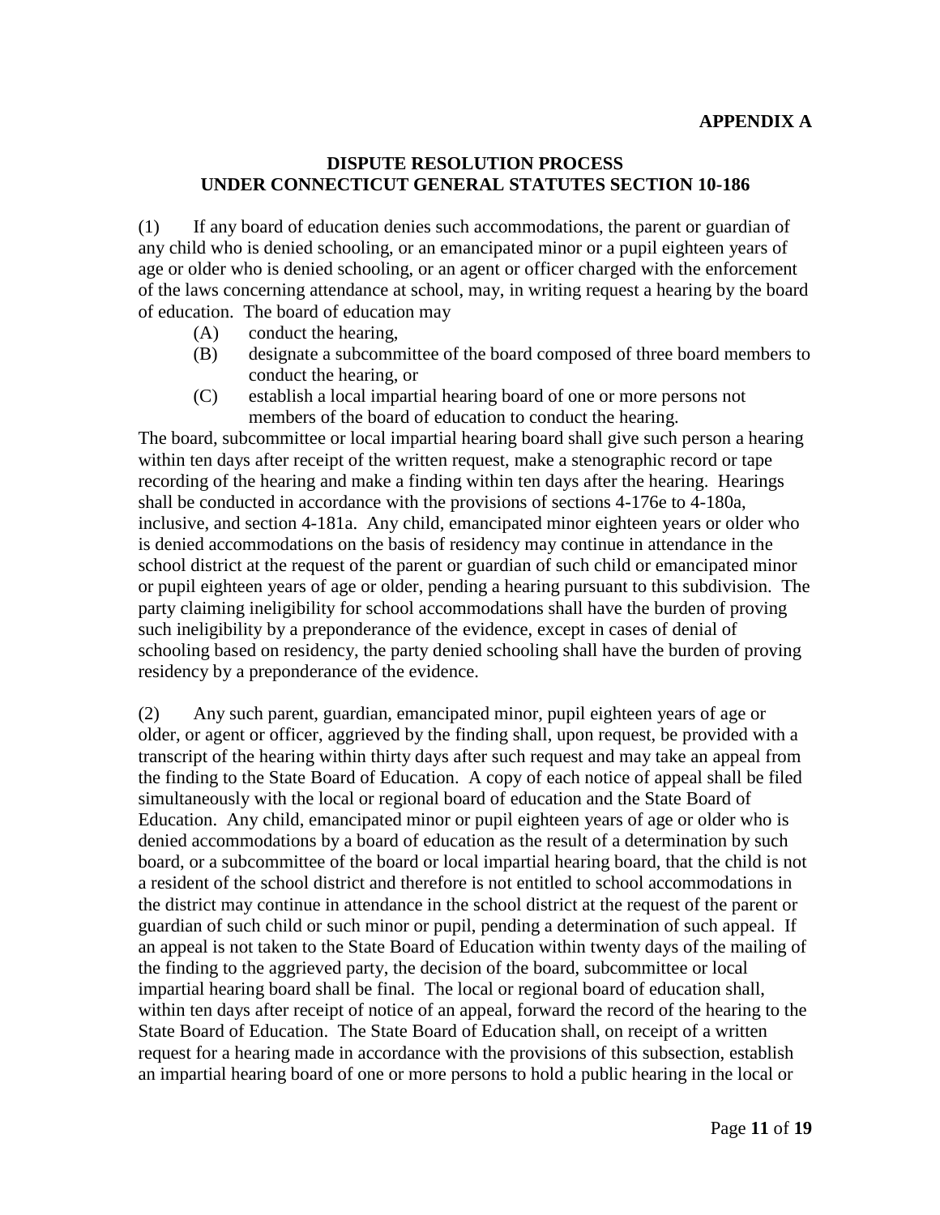**APPENDIX A**

**DISPUTE RESOLUTION PROCESS**
**UNDER CONNECTICUT GENERAL STATUTES SECTION 10-186**

(1) If any board of education denies such accommodations, the parent or guardian of any child who is denied schooling, or an emancipated minor or a pupil eighteen years of age or older who is denied schooling, or an agent or officer charged with the enforcement of the laws concerning attendance at school, may, in writing request a hearing by the board of education. The board of education may

- (A) conduct the hearing,
- (B) designate a subcommittee of the board composed of three board members to conduct the hearing, or
- (C) establish a local impartial hearing board of one or more persons not members of the board of education to conduct the hearing.

The board, subcommittee or local impartial hearing board shall give such person a hearing within ten days after receipt of the written request, make a stenographic record or tape recording of the hearing and make a finding within ten days after the hearing. Hearings shall be conducted in accordance with the provisions of sections 4-176e to 4-180a, inclusive, and section 4-181a. Any child, emancipated minor eighteen years or older who is denied accommodations on the basis of residency may continue in attendance in the school district at the request of the parent or guardian of such child or emancipated minor or pupil eighteen years of age or older, pending a hearing pursuant to this subdivision. The party claiming ineligibility for school accommodations shall have the burden of proving such ineligibility by a preponderance of the evidence, except in cases of denial of schooling based on residency, the party denied schooling shall have the burden of proving residency by a preponderance of the evidence.

(2) Any such parent, guardian, emancipated minor, pupil eighteen years of age or older, or agent or officer, aggrieved by the finding shall, upon request, be provided with a transcript of the hearing within thirty days after such request and may take an appeal from the finding to the State Board of Education. A copy of each notice of appeal shall be filed simultaneously with the local or regional board of education and the State Board of Education. Any child, emancipated minor or pupil eighteen years of age or older who is denied accommodations by a board of education as the result of a determination by such board, or a subcommittee of the board or local impartial hearing board, that the child is not a resident of the school district and therefore is not entitled to school accommodations in the district may continue in attendance in the school district at the request of the parent or guardian of such child or such minor or pupil, pending a determination of such appeal. If an appeal is not taken to the State Board of Education within twenty days of the mailing of the finding to the aggrieved party, the decision of the board, subcommittee or local impartial hearing board shall be final. The local or regional board of education shall, within ten days after receipt of notice of an appeal, forward the record of the hearing to the State Board of Education. The State Board of Education shall, on receipt of a written request for a hearing made in accordance with the provisions of this subsection, establish an impartial hearing board of one or more persons to hold a public hearing in the local or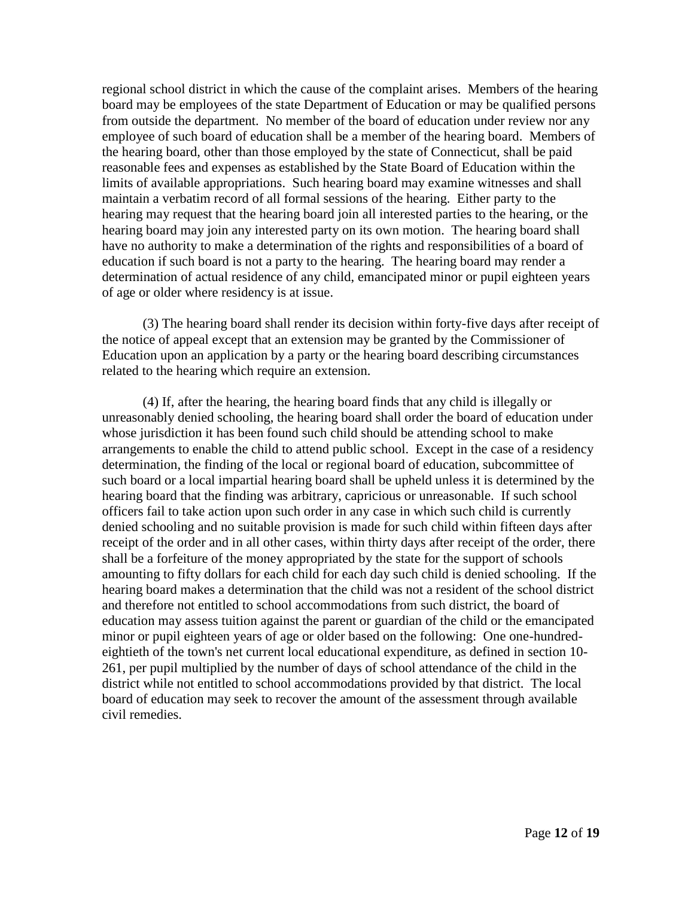regional school district in which the cause of the complaint arises. Members of the hearing board may be employees of the state Department of Education or may be qualified persons from outside the department. No member of the board of education under review nor any employee of such board of education shall be a member of the hearing board. Members of the hearing board, other than those employed by the state of Connecticut, shall be paid reasonable fees and expenses as established by the State Board of Education within the limits of available appropriations. Such hearing board may examine witnesses and shall maintain a verbatim record of all formal sessions of the hearing. Either party to the hearing may request that the hearing board join all interested parties to the hearing, or the hearing board may join any interested party on its own motion. The hearing board shall have no authority to make a determination of the rights and responsibilities of a board of education if such board is not a party to the hearing. The hearing board may render a determination of actual residence of any child, emancipated minor or pupil eighteen years of age or older where residency is at issue.

(3) The hearing board shall render its decision within forty-five days after receipt of the notice of appeal except that an extension may be granted by the Commissioner of Education upon an application by a party or the hearing board describing circumstances related to the hearing which require an extension.

(4) If, after the hearing, the hearing board finds that any child is illegally or unreasonably denied schooling, the hearing board shall order the board of education under whose jurisdiction it has been found such child should be attending school to make arrangements to enable the child to attend public school. Except in the case of a residency determination, the finding of the local or regional board of education, subcommittee of such board or a local impartial hearing board shall be upheld unless it is determined by the hearing board that the finding was arbitrary, capricious or unreasonable. If such school officers fail to take action upon such order in any case in which such child is currently denied schooling and no suitable provision is made for such child within fifteen days after receipt of the order and in all other cases, within thirty days after receipt of the order, there shall be a forfeiture of the money appropriated by the state for the support of schools amounting to fifty dollars for each child for each day such child is denied schooling. If the hearing board makes a determination that the child was not a resident of the school district and therefore not entitled to school accommodations from such district, the board of education may assess tuition against the parent or guardian of the child or the emancipated minor or pupil eighteen years of age or older based on the following: One one-hundred-eightieth of the town's net current local educational expenditure, as defined in section 10-261, per pupil multiplied by the number of days of school attendance of the child in the district while not entitled to school accommodations provided by that district. The local board of education may seek to recover the amount of the assessment through available civil remedies.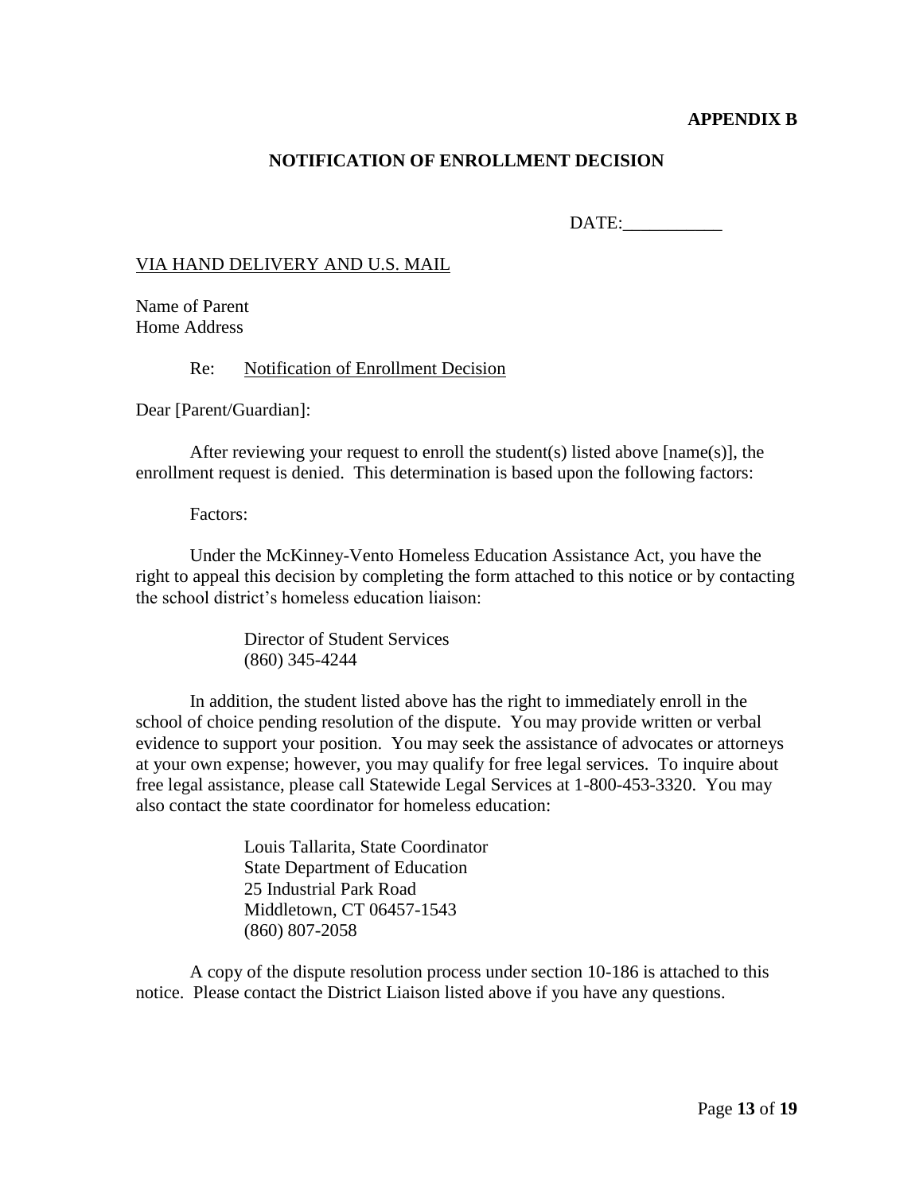**APPENDIX B**

## NOTIFICATION OF ENROLLMENT DECISION

DATE:___________

VIA HAND DELIVERY AND U.S. MAIL

Name of Parent
Home Address

Re: Notification of Enrollment Decision

Dear [Parent/Guardian]:

After reviewing your request to enroll the student(s) listed above [name(s)], the enrollment request is denied. This determination is based upon the following factors:

Factors:

Under the McKinney-Vento Homeless Education Assistance Act, you have the right to appeal this decision by completing the form attached to this notice or by contacting the school district's homeless education liaison:

Director of Student Services
(860) 345-4244

In addition, the student listed above has the right to immediately enroll in the school of choice pending resolution of the dispute. You may provide written or verbal evidence to support your position. You may seek the assistance of advocates or attorneys at your own expense; however, you may qualify for free legal services. To inquire about free legal assistance, please call Statewide Legal Services at 1-800-453-3320. You may also contact the state coordinator for homeless education:

Louis Tallarita, State Coordinator
State Department of Education
25 Industrial Park Road
Middletown, CT 06457-1543
(860) 807-2058

A copy of the dispute resolution process under section 10-186 is attached to this notice. Please contact the District Liaison listed above if you have any questions.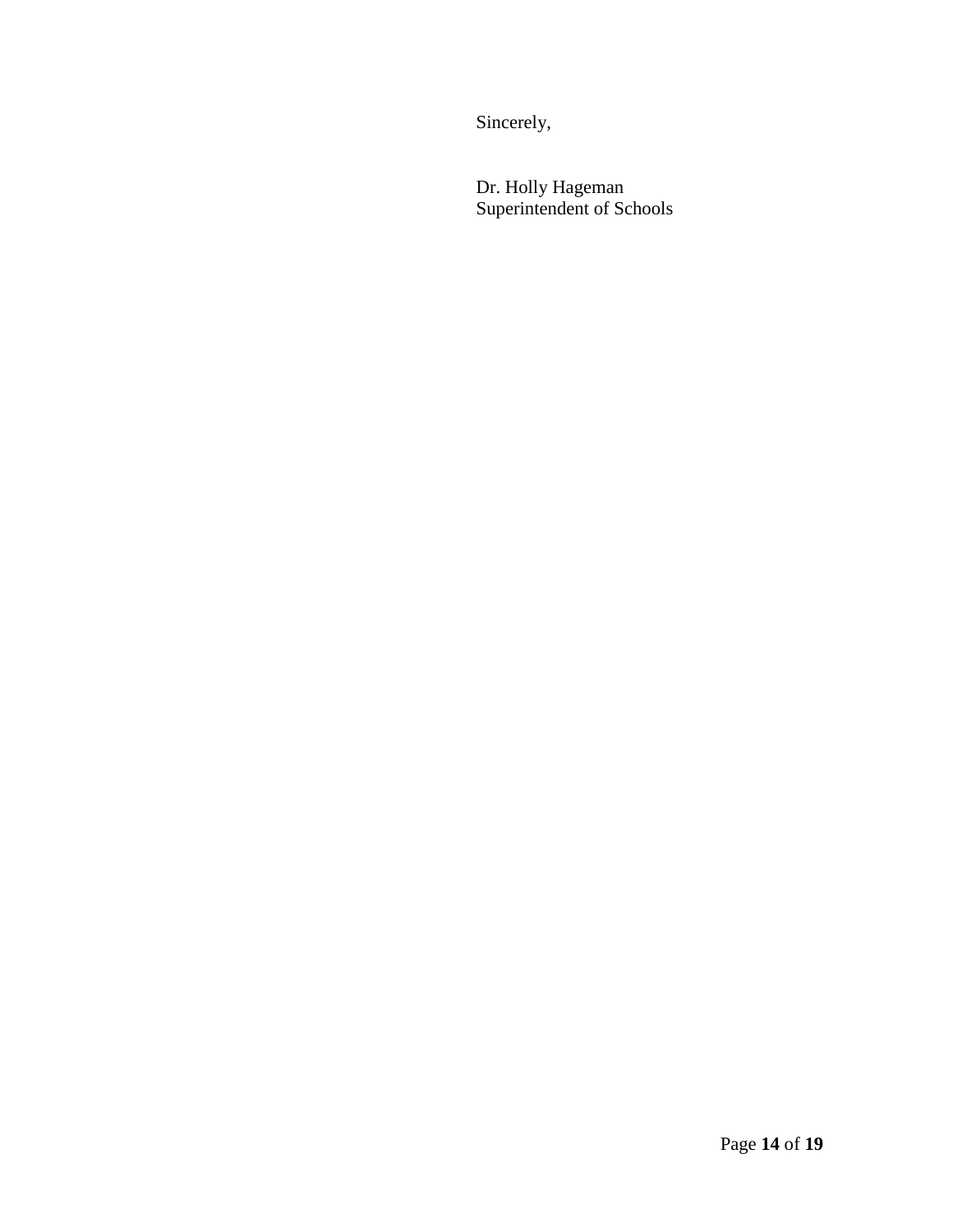Sincerely,

Dr. Holly Hageman
Superintendent of Schools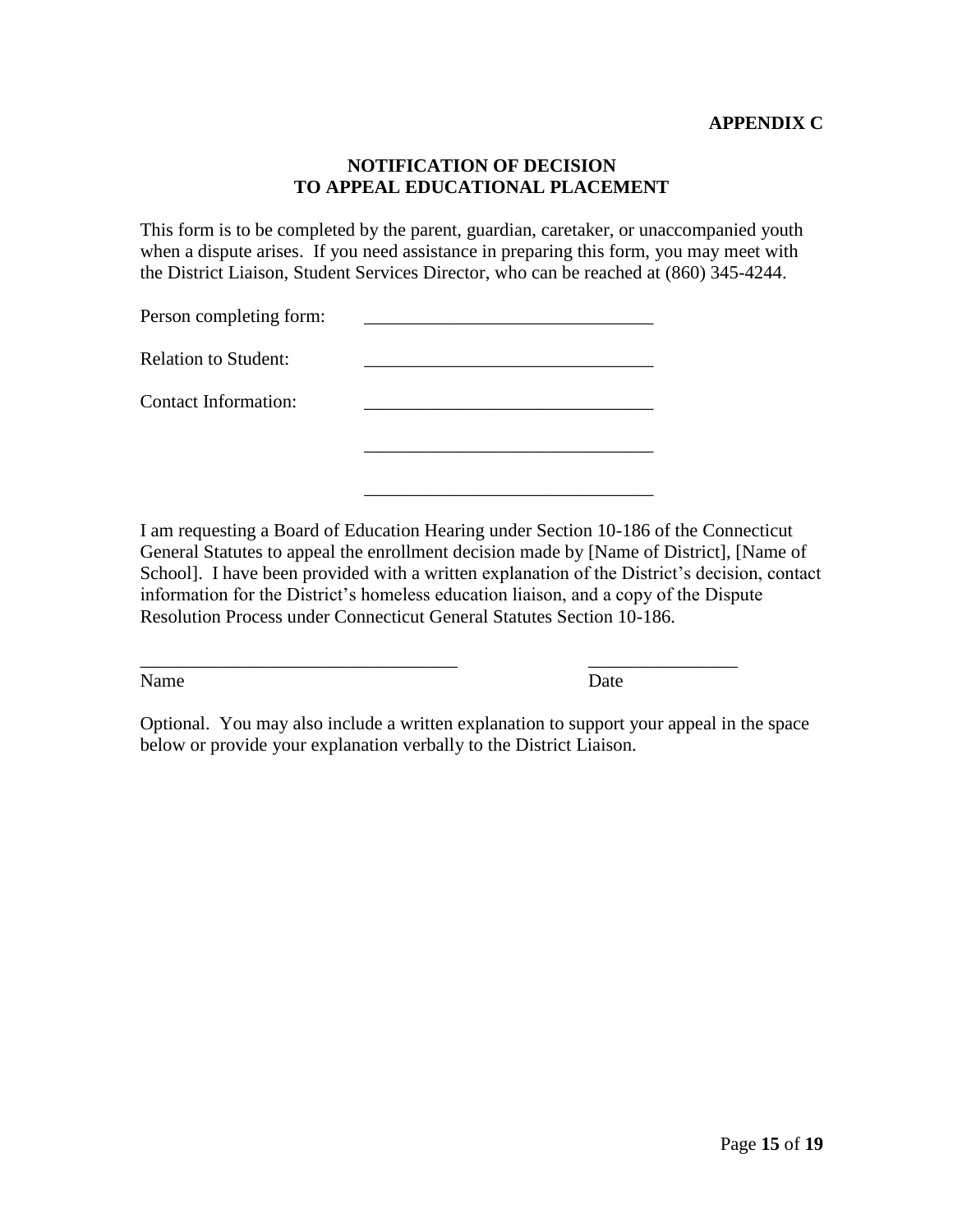**APPENDIX C**

**NOTIFICATION OF DECISION**
**TO APPEAL EDUCATIONAL PLACEMENT**

This form is to be completed by the parent, guardian, caretaker, or unaccompanied youth when a dispute arises. If you need assistance in preparing this form, you may meet with the District Liaison, Student Services Director, who can be reached at (860) 345-4244.

Person completing form: _______________________________

Relation to Student: _______________________________

Contact Information: _______________________________

_______________________________

_______________________________

I am requesting a Board of Education Hearing under Section 10-186 of the Connecticut General Statutes to appeal the enrollment decision made by [Name of District], [Name of School]. I have been provided with a written explanation of the District's decision, contact information for the District's homeless education liaison, and a copy of the Dispute Resolution Process under Connecticut General Statutes Section 10-186.

__________________________________ ________________
Name Date

Optional. You may also include a written explanation to support your appeal in the space below or provide your explanation verbally to the District Liaison.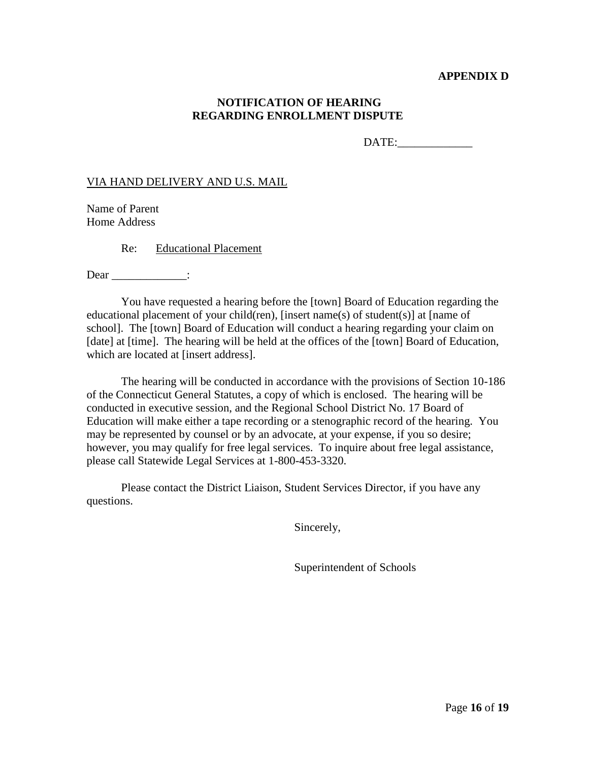**APPENDIX D**

**NOTIFICATION OF HEARING**
**REGARDING ENROLLMENT DISPUTE**

DATE:_____________

VIA HAND DELIVERY AND U.S. MAIL

Name of Parent
Home Address

Re: Educational Placement

Dear _____________:

You have requested a hearing before the [town] Board of Education regarding the educational placement of your child(ren), [insert name(s) of student(s)] at [name of school]. The [town] Board of Education will conduct a hearing regarding your claim on [date] at [time]. The hearing will be held at the offices of the [town] Board of Education, which are located at [insert address].

The hearing will be conducted in accordance with the provisions of Section 10-186 of the Connecticut General Statutes, a copy of which is enclosed. The hearing will be conducted in executive session, and the Regional School District No. 17 Board of Education will make either a tape recording or a stenographic record of the hearing. You may be represented by counsel or by an advocate, at your expense, if you so desire; however, you may qualify for free legal services. To inquire about free legal assistance, please call Statewide Legal Services at 1-800-453-3320.

Please contact the District Liaison, Student Services Director, if you have any questions.

Sincerely,

Superintendent of Schools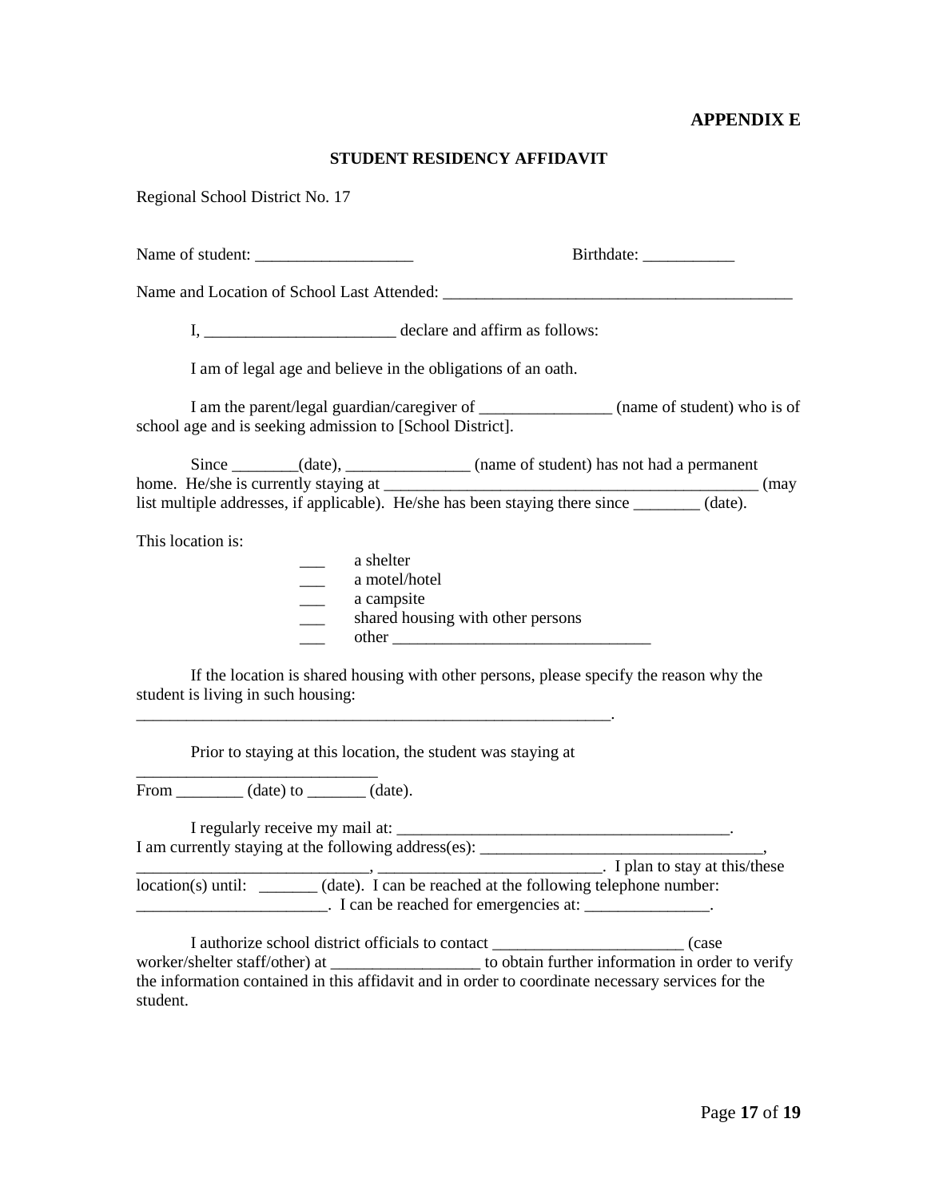**APPENDIX E**

**STUDENT RESIDENCY AFFIDAVIT**

Regional School District No. 17

Name of student: ___________________ Birthdate: ___________

Name and Location of School Last Attended: ___________________________________________

I, _______________________ declare and affirm as follows:

I am of legal age and believe in the obligations of an oath.

I am the parent/legal guardian/caregiver of ________________ (name of student) who is of school age and is seeking admission to [School District].

Since ________(date), _______________ (name of student) has not had a permanent home. He/she is currently staying at ______________________________________________ (may list multiple addresses, if applicable). He/she has been staying there since ________ (date).

This location is:

- ___ a shelter
- ___ a motel/hotel
- ___ a campsite
- ___ shared housing with other persons
- ___ other _______________________________

If the location is shared housing with other persons, please specify the reason why the student is living in such housing:
___________________________________________________________.

Prior to staying at this location, the student was staying at
_____________________________
From ________ (date) to _______ (date).

I regularly receive my mail at: _________________________________________.
I am currently staying at the following address(es): __________________________________, ____________________________, ___________________________. I plan to stay at this/these location(s) until: _______ (date). I can be reached at the following telephone number: _______________________. I can be reached for emergencies at: _______________.

I authorize school district officials to contact _______________________ (case worker/shelter staff/other) at __________________ to obtain further information in order to verify the information contained in this affidavit and in order to coordinate necessary services for the student.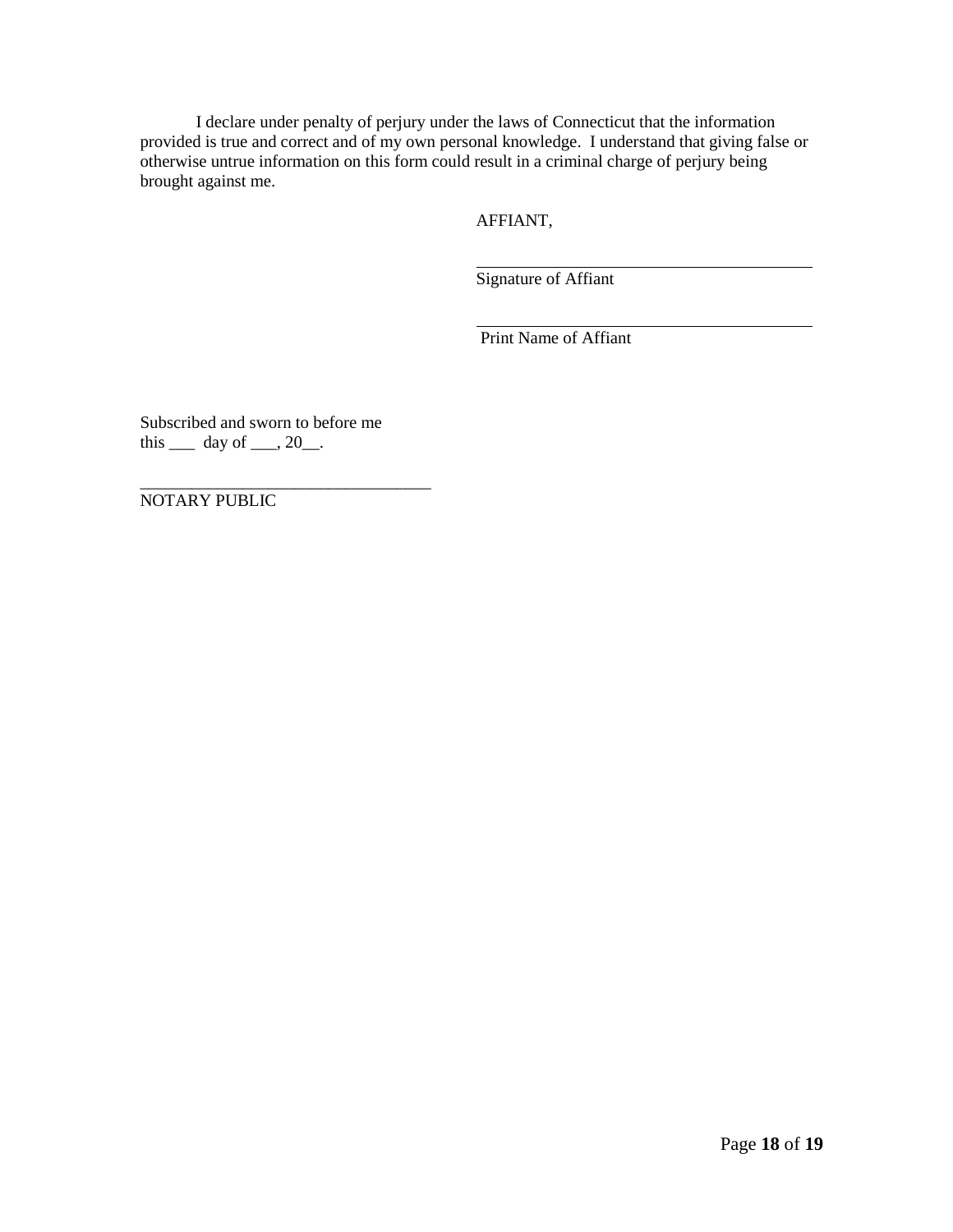I declare under penalty of perjury under the laws of Connecticut that the information provided is true and correct and of my own personal knowledge. I understand that giving false or otherwise untrue information on this form could result in a criminal charge of perjury being brought against me.

AFFIANT,

\_\_\_\_\_\_\_\_\_\_\_\_\_\_\_\_\_\_\_\_\_\_\_\_\_\_\_\_\_\_\_\_\_\_\_\_
Signature of Affiant

\_\_\_\_\_\_\_\_\_\_\_\_\_\_\_\_\_\_\_\_\_\_\_\_\_\_\_\_\_\_\_\_\_\_\_\_
Print Name of Affiant

Subscribed and sworn to before me
this ___ day of ___, 20__.

\_\_\_\_\_\_\_\_\_\_\_\_\_\_\_\_\_\_\_\_\_\_\_\_\_\_\_\_\_\_\_\_\_\_\_\_
NOTARY PUBLIC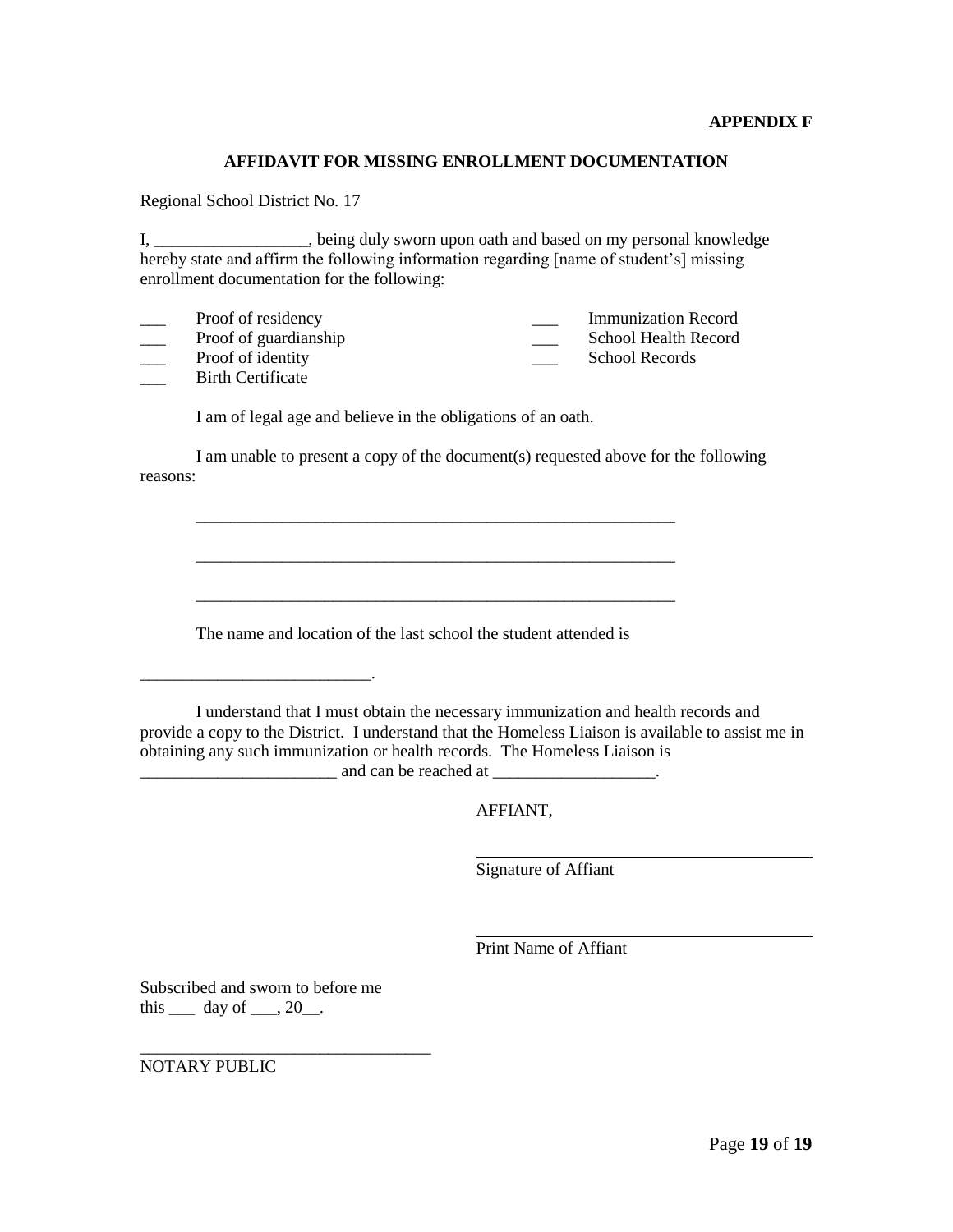**APPENDIX F**

## AFFIDAVIT FOR MISSING ENROLLMENT DOCUMENTATION

Regional School District No. 17

I, __________________, being duly sworn upon oath and based on my personal knowledge hereby state and affirm the following information regarding [name of student's] missing enrollment documentation for the following:

___ Proof of residency
___ Proof of guardianship
___ Proof of identity
___ Birth Certificate
___ Immunization Record
___ School Health Record
___ School Records

I am of legal age and believe in the obligations of an oath.

I am unable to present a copy of the document(s) requested above for the following reasons:

___________________________________________________________

___________________________________________________________

___________________________________________________________

The name and location of the last school the student attended is

___________________________.

I understand that I must obtain the necessary immunization and health records and provide a copy to the District. I understand that the Homeless Liaison is available to assist me in obtaining any such immunization or health records. The Homeless Liaison is _______________________ and can be reached at ___________________.

AFFIANT,

________________________________________
Signature of Affiant

________________________________________
Print Name of Affiant

Subscribed and sworn to before me
this ___ day of ___, 20__.

__________________________________
NOTARY PUBLIC